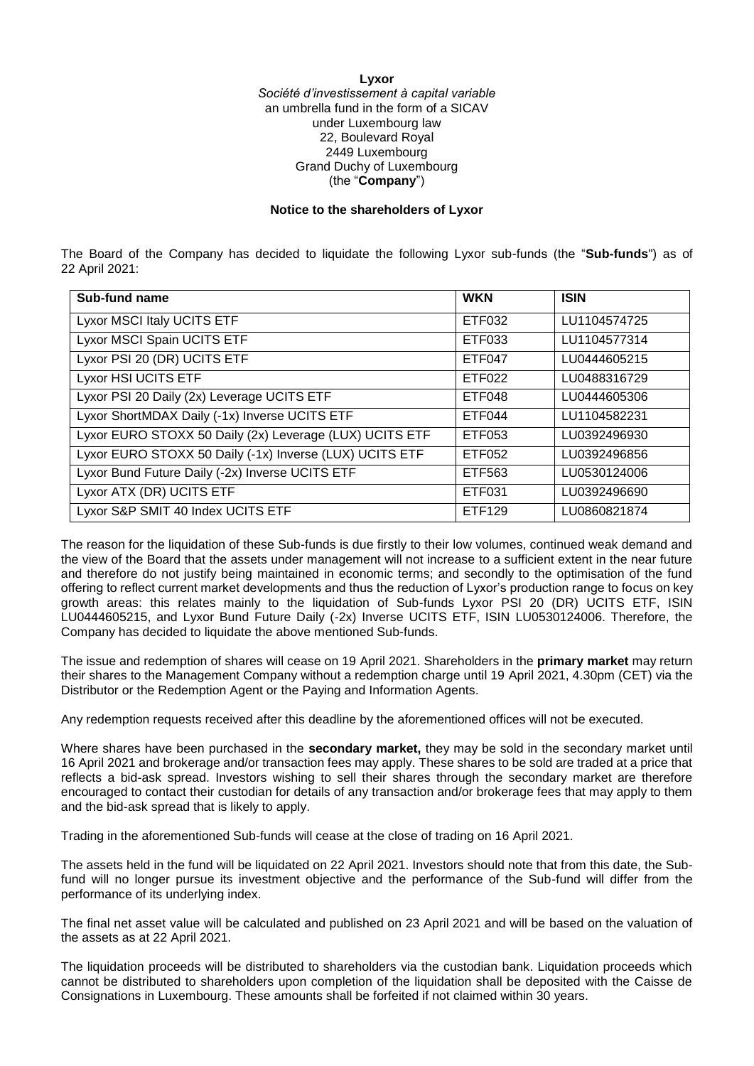**Lyxor**
*Société d'investissement à capital variable*
an umbrella fund in the form of a SICAV
under Luxembourg law
22, Boulevard Royal
2449 Luxembourg
Grand Duchy of Luxembourg
(the "**Company**")

**Notice to the shareholders of Lyxor**

The Board of the Company has decided to liquidate the following Lyxor sub-funds (the "**Sub-funds**") as of 22 April 2021:

| Sub-fund name | WKN | ISIN |
|---|---|---|
| Lyxor MSCI Italy UCITS ETF | ETF032 | LU1104574725 |
| Lyxor MSCI Spain UCITS ETF | ETF033 | LU1104577314 |
| Lyxor PSI 20 (DR) UCITS ETF | ETF047 | LU0444605215 |
| Lyxor HSI UCITS ETF | ETF022 | LU0488316729 |
| Lyxor PSI 20 Daily (2x) Leverage UCITS ETF | ETF048 | LU0444605306 |
| Lyxor ShortMDAX Daily (-1x) Inverse UCITS ETF | ETF044 | LU1104582231 |
| Lyxor EURO STOXX 50 Daily (2x) Leverage (LUX) UCITS ETF | ETF053 | LU0392496930 |
| Lyxor EURO STOXX 50 Daily (-1x) Inverse (LUX) UCITS ETF | ETF052 | LU0392496856 |
| Lyxor Bund Future Daily (-2x) Inverse UCITS ETF | ETF563 | LU0530124006 |
| Lyxor ATX (DR) UCITS ETF | ETF031 | LU0392496690 |
| Lyxor S&P SMIT 40 Index UCITS ETF | ETF129 | LU0860821874 |

The reason for the liquidation of these Sub-funds is due firstly to their low volumes, continued weak demand and the view of the Board that the assets under management will not increase to a sufficient extent in the near future and therefore do not justify being maintained in economic terms; and secondly to the optimisation of the fund offering to reflect current market developments and thus the reduction of Lyxor's production range to focus on key growth areas: this relates mainly to the liquidation of Sub-funds Lyxor PSI 20 (DR) UCITS ETF, ISIN LU0444605215, and Lyxor Bund Future Daily (-2x) Inverse UCITS ETF, ISIN LU0530124006. Therefore, the Company has decided to liquidate the above mentioned Sub-funds.

The issue and redemption of shares will cease on 19 April 2021. Shareholders in the **primary market** may return their shares to the Management Company without a redemption charge until 19 April 2021, 4.30pm (CET) via the Distributor or the Redemption Agent or the Paying and Information Agents.

Any redemption requests received after this deadline by the aforementioned offices will not be executed.

Where shares have been purchased in the **secondary market,** they may be sold in the secondary market until 16 April 2021 and brokerage and/or transaction fees may apply. These shares to be sold are traded at a price that reflects a bid-ask spread. Investors wishing to sell their shares through the secondary market are therefore encouraged to contact their custodian for details of any transaction and/or brokerage fees that may apply to them and the bid-ask spread that is likely to apply.

Trading in the aforementioned Sub-funds will cease at the close of trading on 16 April 2021.

The assets held in the fund will be liquidated on 22 April 2021. Investors should note that from this date, the Sub-fund will no longer pursue its investment objective and the performance of the Sub-fund will differ from the performance of its underlying index.

The final net asset value will be calculated and published on 23 April 2021 and will be based on the valuation of the assets as at 22 April 2021.

The liquidation proceeds will be distributed to shareholders via the custodian bank. Liquidation proceeds which cannot be distributed to shareholders upon completion of the liquidation shall be deposited with the Caisse de Consignations in Luxembourg. These amounts shall be forfeited if not claimed within 30 years.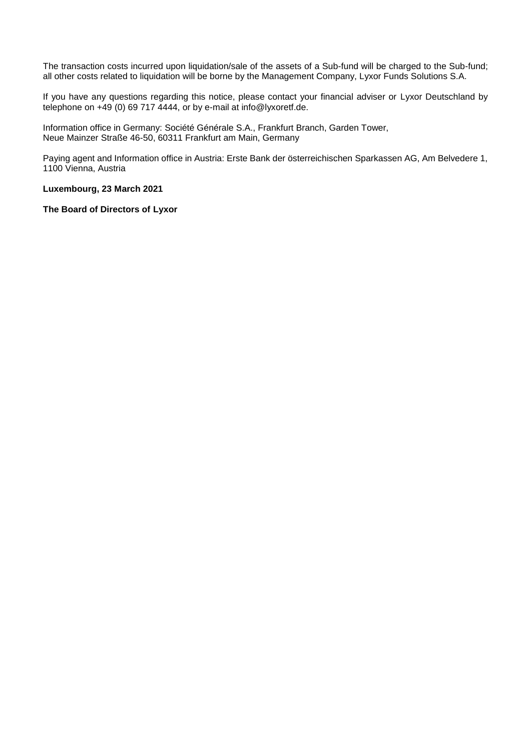The transaction costs incurred upon liquidation/sale of the assets of a Sub-fund will be charged to the Sub-fund; all other costs related to liquidation will be borne by the Management Company, Lyxor Funds Solutions S.A.

If you have any questions regarding this notice, please contact your financial adviser or Lyxor Deutschland by telephone on +49 (0) 69 717 4444, or by e-mail at info@lyxoretf.de.

Information office in Germany: Société Générale S.A., Frankfurt Branch, Garden Tower, Neue Mainzer Straße 46-50, 60311 Frankfurt am Main, Germany

Paying agent and Information office in Austria: Erste Bank der österreichischen Sparkassen AG, Am Belvedere 1, 1100 Vienna, Austria

**Luxembourg, 23 March 2021**

**The Board of Directors of Lyxor**